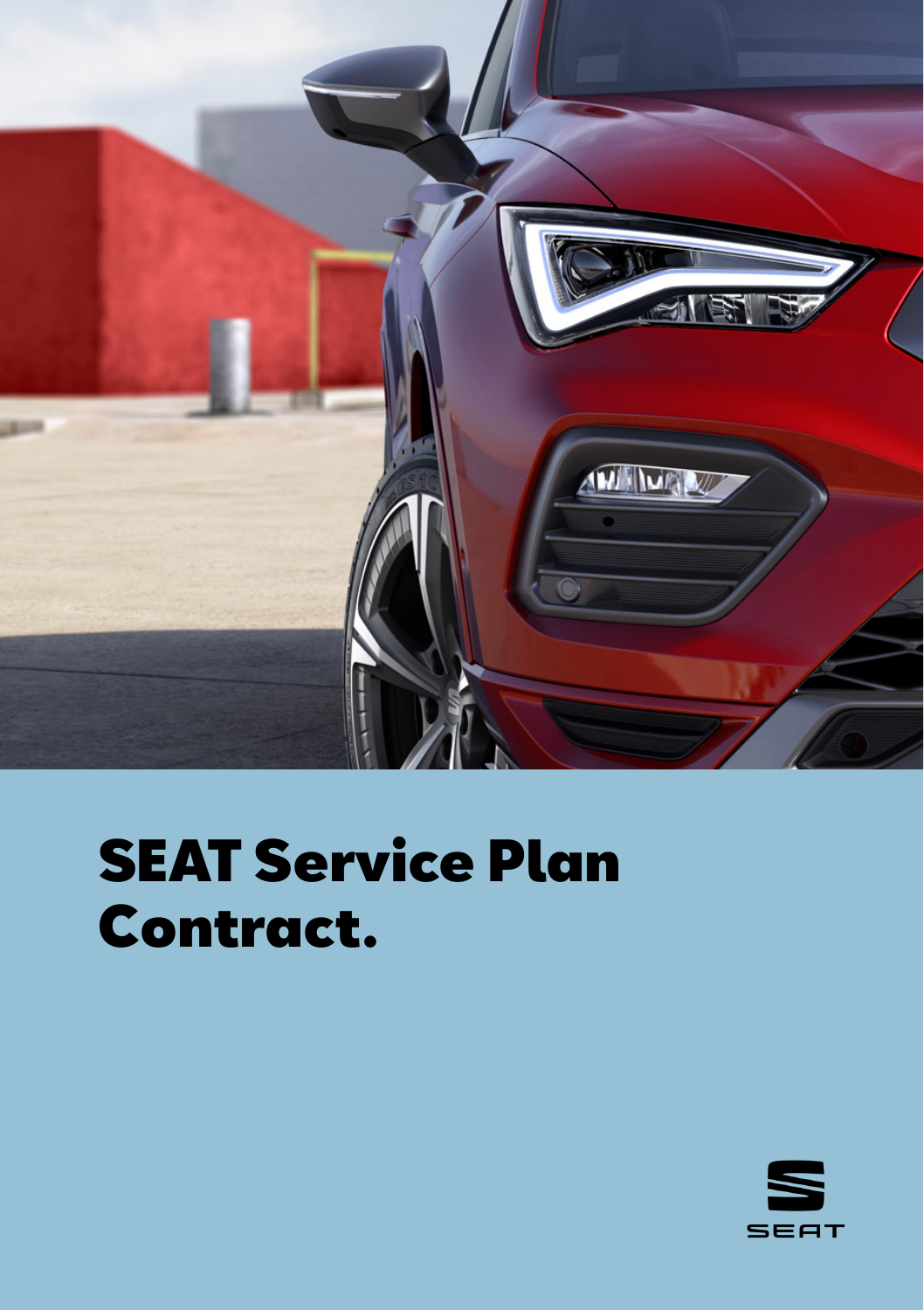# SEAT Service Plan Contract.

SEAT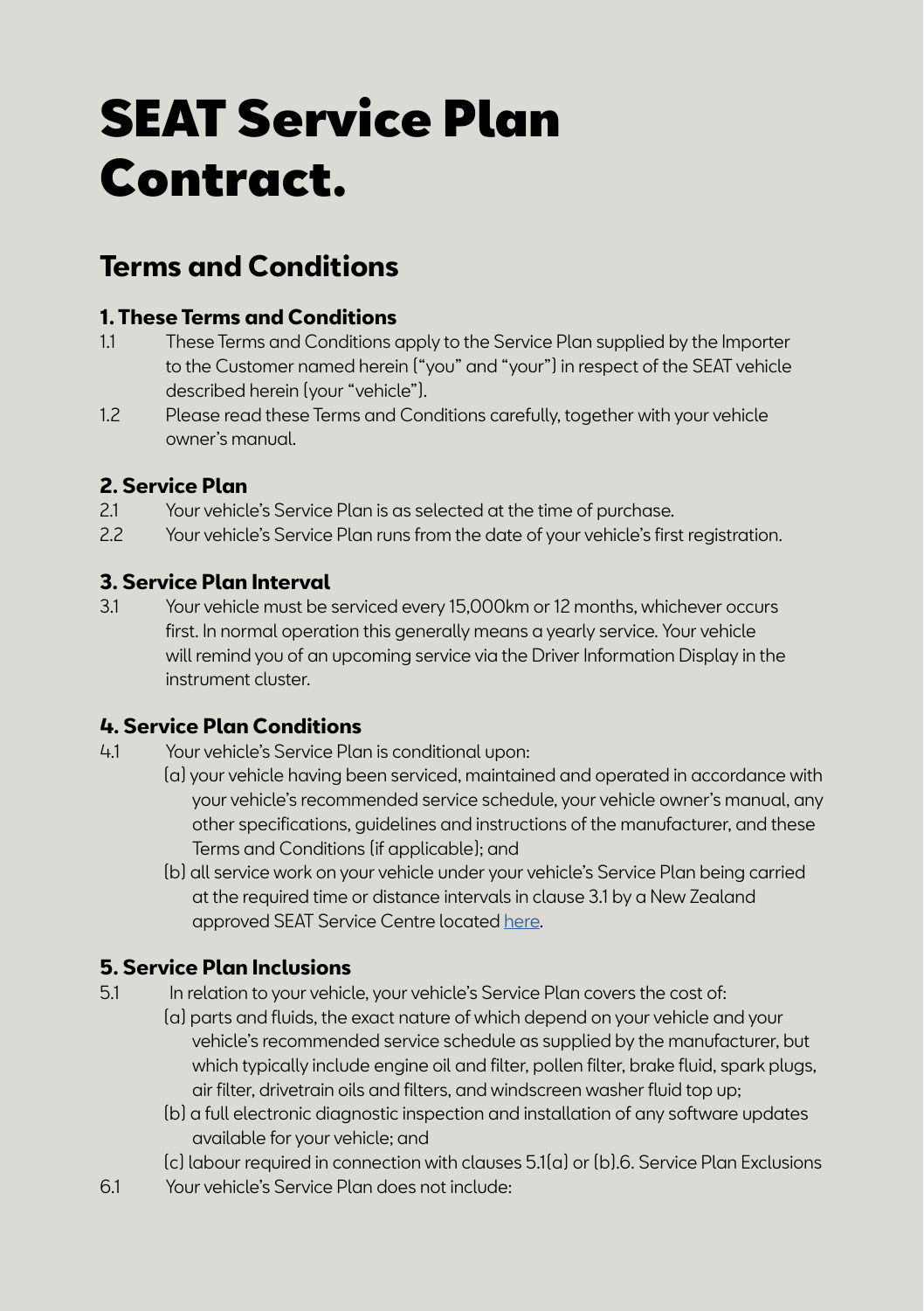# SEAT Service Plan Contract.

## Terms and Conditions

### 1. These Terms and Conditions

1.1 These Terms and Conditions apply to the Service Plan supplied by the Importer to the Customer named herein ("you" and "your") in respect of the SEAT vehicle described herein (your "vehicle").

1.2 Please read these Terms and Conditions carefully, together with your vehicle owner's manual.

### 2. Service Plan

2.1 Your vehicle's Service Plan is as selected at the time of purchase.

2.2 Your vehicle's Service Plan runs from the date of your vehicle's first registration.

### 3. Service Plan Interval

3.1 Your vehicle must be serviced every 15,000km or 12 months, whichever occurs first. In normal operation this generally means a yearly service. Your vehicle will remind you of an upcoming service via the Driver Information Display in the instrument cluster.

### 4. Service Plan Conditions

4.1 Your vehicle's Service Plan is conditional upon:

(a) your vehicle having been serviced, maintained and operated in accordance with your vehicle's recommended service schedule, your vehicle owner's manual, any other specifications, guidelines and instructions of the manufacturer, and these Terms and Conditions (if applicable); and

(b) all service work on your vehicle under your vehicle's Service Plan being carried at the required time or distance intervals in clause 3.1 by a New Zealand approved SEAT Service Centre located here.

### 5. Service Plan Inclusions

5.1 In relation to your vehicle, your vehicle's Service Plan covers the cost of:

(a) parts and fluids, the exact nature of which depend on your vehicle and your vehicle's recommended service schedule as supplied by the manufacturer, but which typically include engine oil and filter, pollen filter, brake fluid, spark plugs, air filter, drivetrain oils and filters, and windscreen washer fluid top up;

(b) a full electronic diagnostic inspection and installation of any software updates available for your vehicle; and

(c) labour required in connection with clauses 5.1(a) or (b).6. Service Plan Exclusions

6.1 Your vehicle's Service Plan does not include: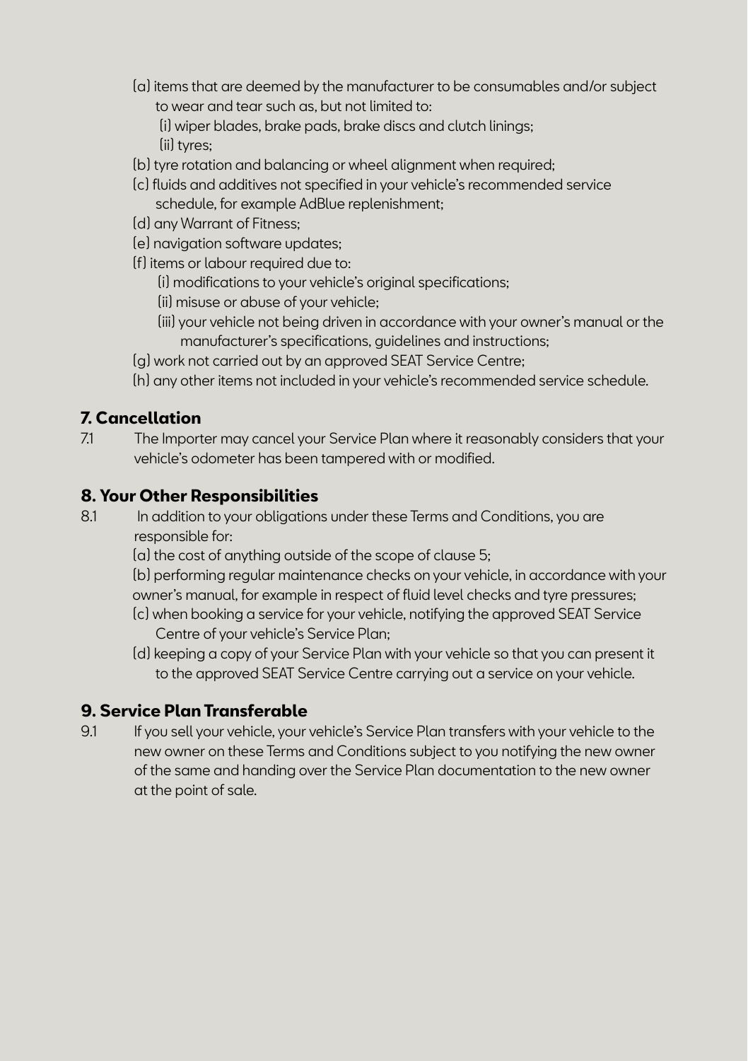(a) items that are deemed by the manufacturer to be consumables and/or subject to wear and tear such as, but not limited to:
  (i) wiper blades, brake pads, brake discs and clutch linings;
  (ii) tyres;
(b) tyre rotation and balancing or wheel alignment when required;
(c) fluids and additives not specified in your vehicle's recommended service schedule, for example AdBlue replenishment;
(d) any Warrant of Fitness;
(e) navigation software updates;
(f) items or labour required due to:
  (i) modifications to your vehicle's original specifications;
  (ii) misuse or abuse of your vehicle;
  (iii) your vehicle not being driven in accordance with your owner's manual or the manufacturer's specifications, guidelines and instructions;
(g) work not carried out by an approved SEAT Service Centre;
(h) any other items not included in your vehicle's recommended service schedule.

## 7. Cancellation

7.1 The Importer may cancel your Service Plan where it reasonably considers that your vehicle's odometer has been tampered with or modified.

## 8. Your Other Responsibilities

8.1 In addition to your obligations under these Terms and Conditions, you are responsible for:

(a) the cost of anything outside of the scope of clause 5;
(b) performing regular maintenance checks on your vehicle, in accordance with your owner's manual, for example in respect of fluid level checks and tyre pressures;
(c) when booking a service for your vehicle, notifying the approved SEAT Service Centre of your vehicle's Service Plan;
(d) keeping a copy of your Service Plan with your vehicle so that you can present it to the approved SEAT Service Centre carrying out a service on your vehicle.

## 9. Service Plan Transferable

9.1 If you sell your vehicle, your vehicle's Service Plan transfers with your vehicle to the new owner on these Terms and Conditions subject to you notifying the new owner of the same and handing over the Service Plan documentation to the new owner at the point of sale.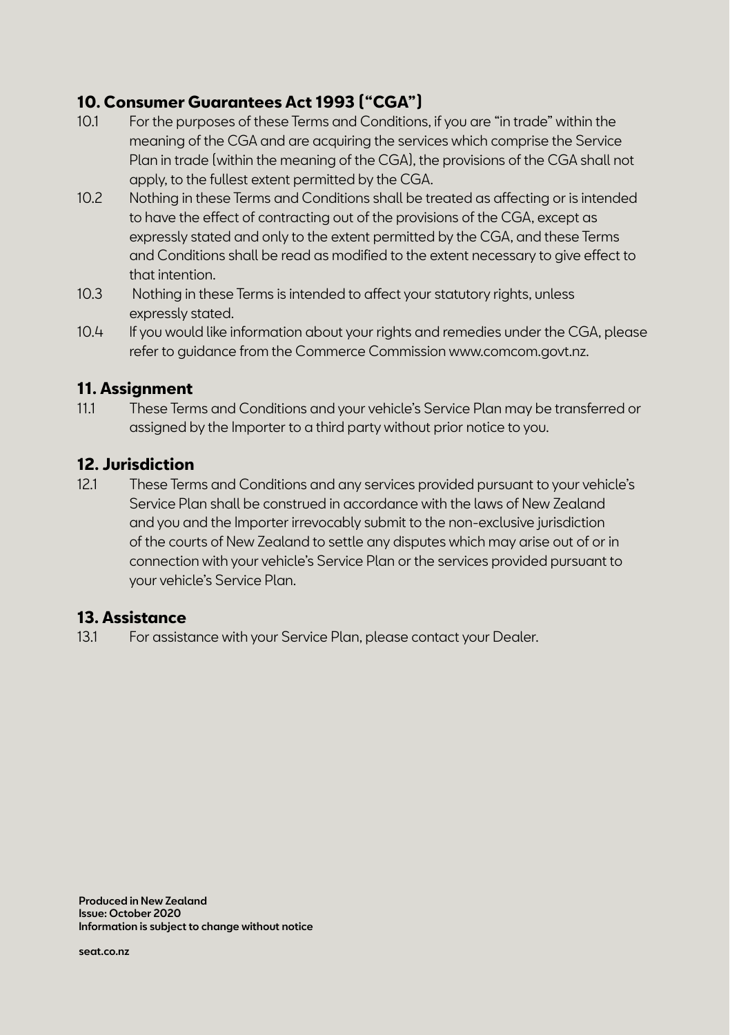## 10. Consumer Guarantees Act 1993 ("CGA")

10.1 For the purposes of these Terms and Conditions, if you are "in trade" within the meaning of the CGA and are acquiring the services which comprise the Service Plan in trade (within the meaning of the CGA), the provisions of the CGA shall not apply, to the fullest extent permitted by the CGA.

10.2 Nothing in these Terms and Conditions shall be treated as affecting or is intended to have the effect of contracting out of the provisions of the CGA, except as expressly stated and only to the extent permitted by the CGA, and these Terms and Conditions shall be read as modified to the extent necessary to give effect to that intention.

10.3 Nothing in these Terms is intended to affect your statutory rights, unless expressly stated.

10.4 If you would like information about your rights and remedies under the CGA, please refer to guidance from the Commerce Commission www.comcom.govt.nz.

## 11. Assignment

11.1 These Terms and Conditions and your vehicle's Service Plan may be transferred or assigned by the Importer to a third party without prior notice to you.

## 12. Jurisdiction

12.1 These Terms and Conditions and any services provided pursuant to your vehicle's Service Plan shall be construed in accordance with the laws of New Zealand and you and the Importer irrevocably submit to the non-exclusive jurisdiction of the courts of New Zealand to settle any disputes which may arise out of or in connection with your vehicle's Service Plan or the services provided pursuant to your vehicle's Service Plan.

## 13. Assistance

13.1 For assistance with your Service Plan, please contact your Dealer.

**Produced in New Zealand**
**Issue: October 2020**
**Information is subject to change without notice**

**seat.co.nz**